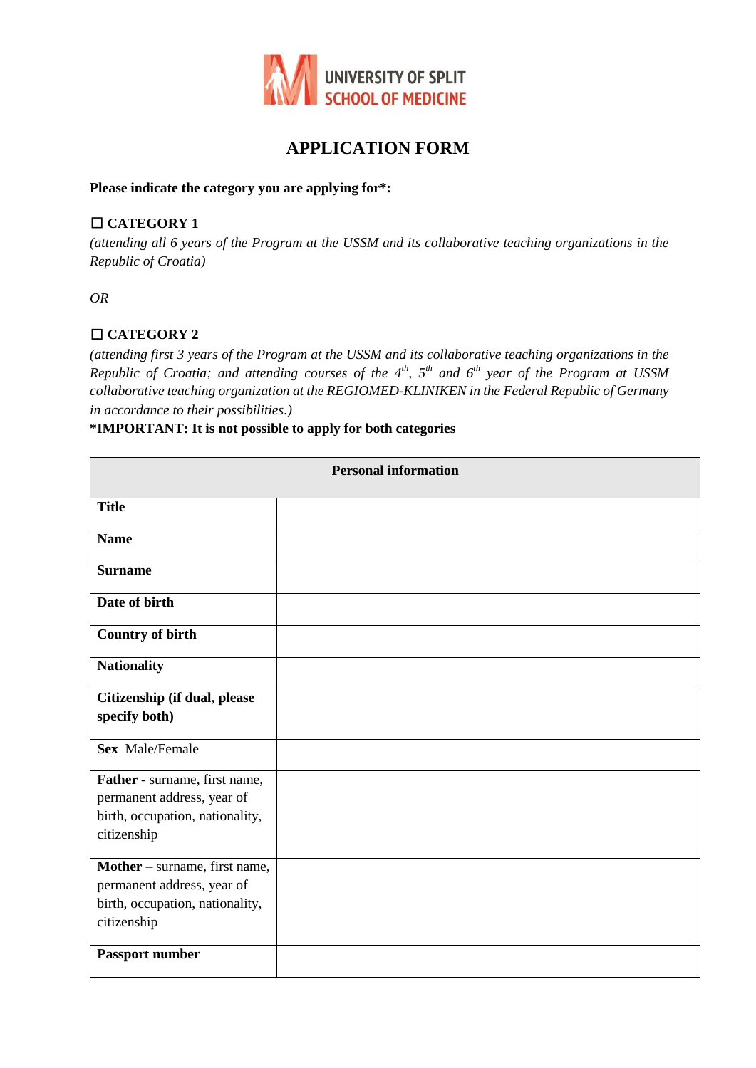UNIVERSITY OF SPLIT
SCHOOL OF MEDICINE

# APPLICATION FORM

**Please indicate the category you are applying for*:**

☐ **CATEGORY 1**
*(attending all 6 years of the Program at the USSM and its collaborative teaching organizations in the Republic of Croatia)*

*OR*

☐ **CATEGORY 2**
*(attending first 3 years of the Program at the USSM and its collaborative teaching organizations in the Republic of Croatia; and attending courses of the 4th, 5th and 6th year of the Program at USSM collaborative teaching organization at the REGIOMED-KLINIKEN in the Federal Republic of Germany in accordance to their possibilities.)*

***IMPORTANT: It is not possible to apply for both categories**

| **Personal information** | |
|---|---|
| **Title** | |
| **Name** | |
| **Surname** | |
| **Date of birth** | |
| **Country of birth** | |
| **Nationality** | |
| **Citizenship (if dual, please specify both)** | |
| **Sex** Male/Female | |
| **Father -** surname, first name, permanent address, year of birth, occupation, nationality, citizenship | |
| **Mother** – surname, first name, permanent address, year of birth, occupation, nationality, citizenship | |
| **Passport number** | |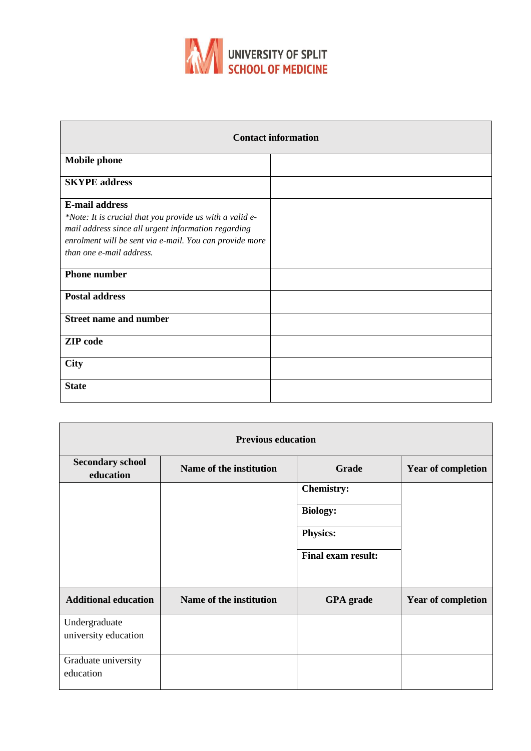UNIVERSITY OF SPLIT
SCHOOL OF MEDICINE

| Contact information | |
|---|---|
| **Mobile phone** | |
| **SKYPE address** | |
| **E-mail address** *\*Note: It is crucial that you provide us with a valid e-mail address since all urgent information regarding enrolment will be sent via e-mail. You can provide more than one e-mail address.* | |
| **Phone number** | |
| **Postal address** | |
| **Street name and number** | |
| **ZIP code** | |
| **City** | |
| **State** | |

| Previous education | | | |
|---|---|---|---|
| **Secondary school education** | **Name of the institution** | **Grade** | **Year of completion** |
| | | **Chemistry:** | |
| | | **Biology:** | |
| | | **Physics:** | |
| | | **Final exam result:** | |
| **Additional education** | **Name of the institution** | **GPA grade** | **Year of completion** |
| Undergraduate university education | | | |
| Graduate university education | | | |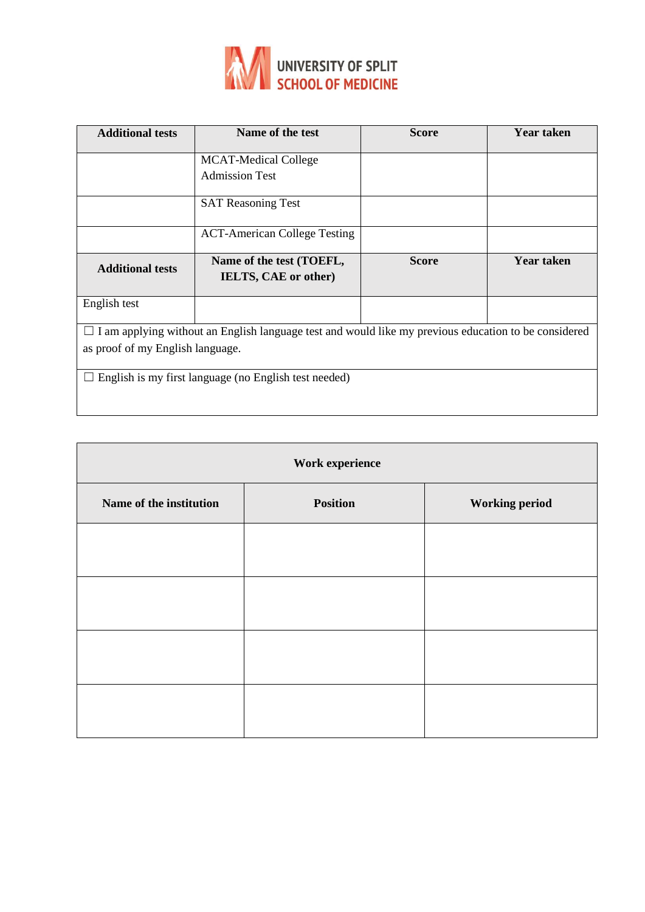UNIVERSITY OF SPLIT
SCHOOL OF MEDICINE

| Additional tests | Name of the test | Score | Year taken |
|---|---|---|---|
| | MCAT-Medical College Admission Test | | |
| | SAT Reasoning Test | | |
| | ACT-American College Testing | | |
| **Additional tests** | **Name of the test (TOEFL, IELTS, CAE or other)** | **Score** | **Year taken** |
| English test | | | |
| ☐ I am applying without an English language test and would like my previous education to be considered as proof of my English language. | | | |
| ☐ English is my first language (no English test needed) | | | |

| Work experience | | |
|---|---|---|
| **Name of the institution** | **Position** | **Working period** |
| | | |
| | | |
| | | |
| | | |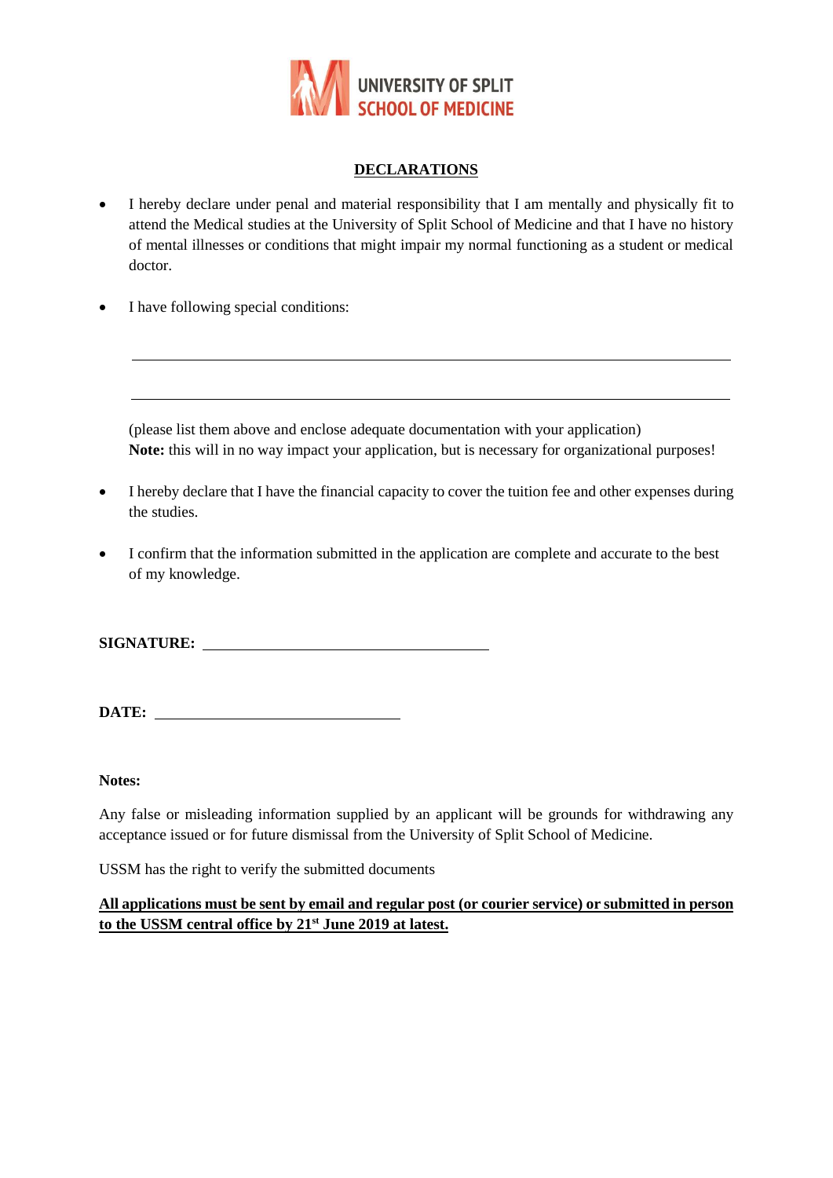UNIVERSITY OF SPLIT
SCHOOL OF MEDICINE

## DECLARATIONS

- I hereby declare under penal and material responsibility that I am mentally and physically fit to attend the Medical studies at the University of Split School of Medicine and that I have no history of mental illnesses or conditions that might impair my normal functioning as a student or medical doctor.

- I have following special conditions:

  \_\_\_\_\_\_\_\_\_\_\_\_\_\_\_\_\_\_\_\_\_\_\_\_\_\_\_\_\_\_\_\_\_\_\_\_\_\_\_\_\_\_\_\_\_\_\_\_\_\_\_\_\_\_\_\_\_\_\_\_

  \_\_\_\_\_\_\_\_\_\_\_\_\_\_\_\_\_\_\_\_\_\_\_\_\_\_\_\_\_\_\_\_\_\_\_\_\_\_\_\_\_\_\_\_\_\_\_\_\_\_\_\_\_\_\_\_\_\_\_\_

  (please list them above and enclose adequate documentation with your application)
  **Note:** this will in no way impact your application, but is necessary for organizational purposes!

- I hereby declare that I have the financial capacity to cover the tuition fee and other expenses during the studies.

- I confirm that the information submitted in the application are complete and accurate to the best of my knowledge.

**SIGNATURE:** \_\_\_\_\_\_\_\_\_\_\_\_\_\_\_\_\_\_\_\_\_\_\_\_\_\_\_\_\_\_\_\_\_\_

**DATE:** \_\_\_\_\_\_\_\_\_\_\_\_\_\_\_\_\_\_\_\_\_\_\_\_\_\_\_\_\_\_

**Notes:**

Any false or misleading information supplied by an applicant will be grounds for withdrawing any acceptance issued or for future dismissal from the University of Split School of Medicine.

USSM has the right to verify the submitted documents

**All applications must be sent by email and regular post (or courier service) or submitted in person to the USSM central office by 21st June 2019 at latest.**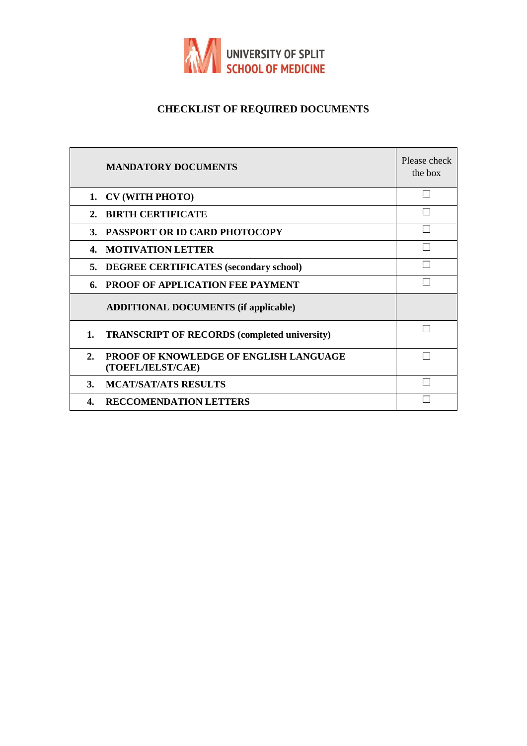UNIVERSITY OF SPLIT
SCHOOL OF MEDICINE

# CHECKLIST OF REQUIRED DOCUMENTS

| MANDATORY DOCUMENTS | Please check the box |
|---|---|
| 1. CV (WITH PHOTO) | ☐ |
| 2. BIRTH CERTIFICATE | ☐ |
| 3. PASSPORT OR ID CARD PHOTOCOPY | ☐ |
| 4. MOTIVATION LETTER | ☐ |
| 5. DEGREE CERTIFICATES (secondary school) | ☐ |
| 6. PROOF OF APPLICATION FEE PAYMENT | ☐ |
| **ADDITIONAL DOCUMENTS (if applicable)** | |
| 1. TRANSCRIPT OF RECORDS (completed university) | ☐ |
| 2. PROOF OF KNOWLEDGE OF ENGLISH LANGUAGE (TOEFL/IELST/CAE) | ☐ |
| 3. MCAT/SAT/ATS RESULTS | ☐ |
| 4. RECCOMENDATION LETTERS | ☐ |